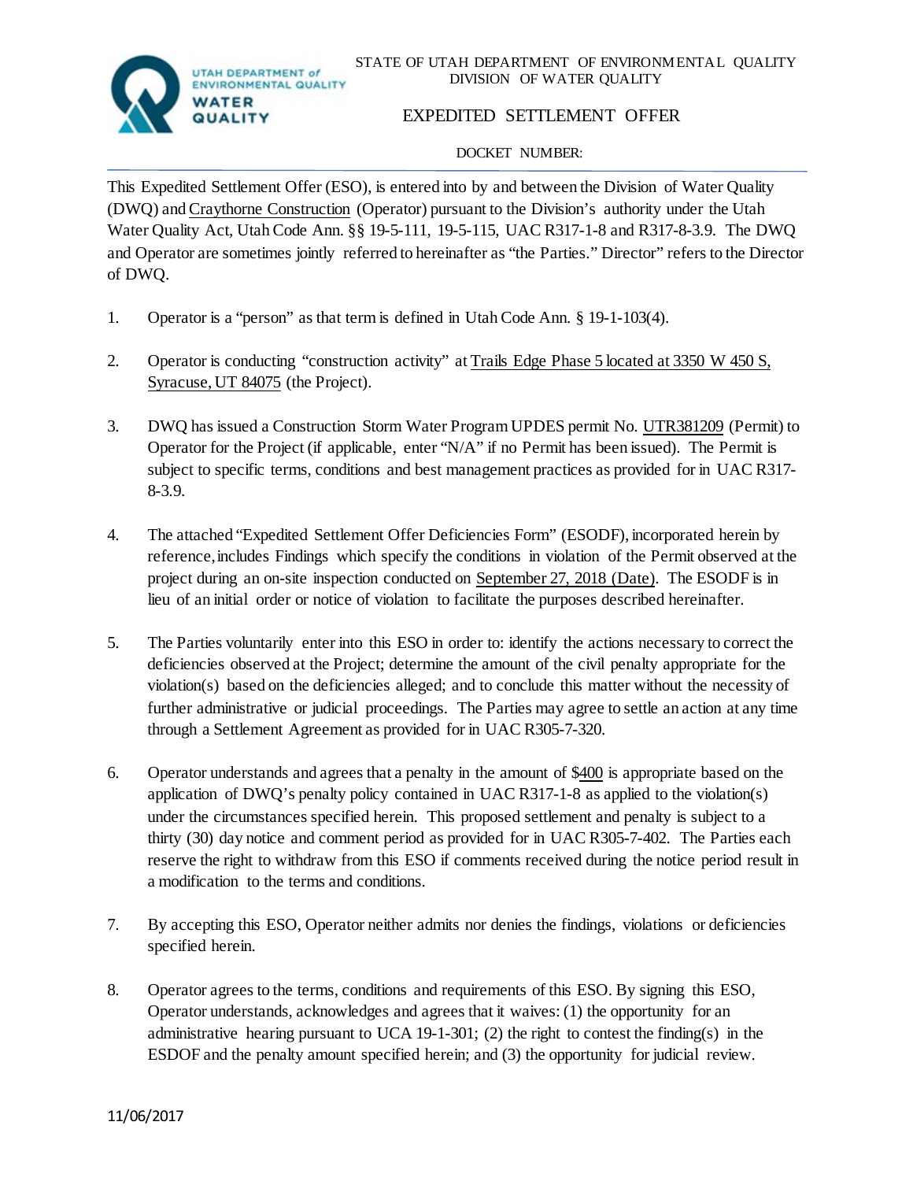UTAH DEPARTMENT of ENVIRONMENTAL QUALITY
WATER QUALITY

STATE OF UTAH DEPARTMENT OF ENVIRONMENTAL QUALITY
DIVISION OF WATER QUALITY

# EXPEDITED SETTLEMENT OFFER

DOCKET NUMBER:

This Expedited Settlement Offer (ESO), is entered into by and between the Division of Water Quality (DWQ) and Craythorne Construction (Operator) pursuant to the Division's authority under the Utah Water Quality Act, Utah Code Ann. §§ 19-5-111, 19-5-115, UAC R317-1-8 and R317-8-3.9. The DWQ and Operator are sometimes jointly referred to hereinafter as "the Parties." Director" refers to the Director of DWQ.

1. Operator is a "person" as that term is defined in Utah Code Ann. § 19-1-103(4).

2. Operator is conducting "construction activity" at Trails Edge Phase 5 located at 3350 W 450 S, Syracuse, UT 84075 (the Project).

3. DWQ has issued a Construction Storm Water Program UPDES permit No. UTR381209 (Permit) to Operator for the Project (if applicable, enter "N/A" if no Permit has been issued). The Permit is subject to specific terms, conditions and best management practices as provided for in UAC R317-8-3.9.

4. The attached "Expedited Settlement Offer Deficiencies Form" (ESODF), incorporated herein by reference, includes Findings which specify the conditions in violation of the Permit observed at the project during an on-site inspection conducted on September 27, 2018 (Date). The ESODF is in lieu of an initial order or notice of violation to facilitate the purposes described hereinafter.

5. The Parties voluntarily enter into this ESO in order to: identify the actions necessary to correct the deficiencies observed at the Project; determine the amount of the civil penalty appropriate for the violation(s) based on the deficiencies alleged; and to conclude this matter without the necessity of further administrative or judicial proceedings. The Parties may agree to settle an action at any time through a Settlement Agreement as provided for in UAC R305-7-320.

6. Operator understands and agrees that a penalty in the amount of $400 is appropriate based on the application of DWQ's penalty policy contained in UAC R317-1-8 as applied to the violation(s) under the circumstances specified herein. This proposed settlement and penalty is subject to a thirty (30) day notice and comment period as provided for in UAC R305-7-402. The Parties each reserve the right to withdraw from this ESO if comments received during the notice period result in a modification to the terms and conditions.

7. By accepting this ESO, Operator neither admits nor denies the findings, violations or deficiencies specified herein.

8. Operator agrees to the terms, conditions and requirements of this ESO. By signing this ESO, Operator understands, acknowledges and agrees that it waives: (1) the opportunity for an administrative hearing pursuant to UCA 19-1-301; (2) the right to contest the finding(s) in the ESDOF and the penalty amount specified herein; and (3) the opportunity for judicial review.

11/06/2017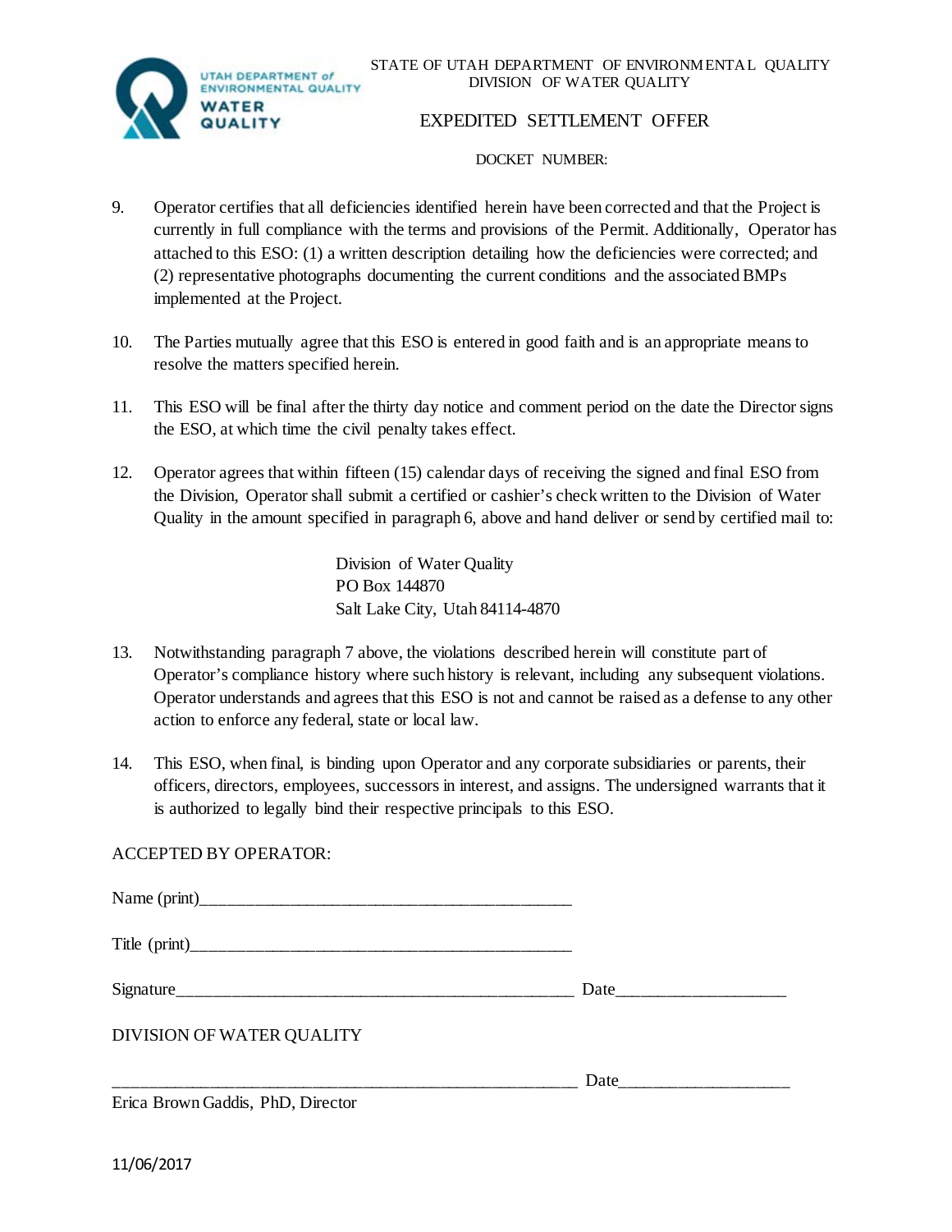STATE OF UTAH DEPARTMENT OF ENVIRONMENTAL QUALITY
DIVISION OF WATER QUALITY

EXPEDITED SETTLEMENT OFFER

DOCKET NUMBER:

9. Operator certifies that all deficiencies identified herein have been corrected and that the Project is currently in full compliance with the terms and provisions of the Permit. Additionally, Operator has attached to this ESO: (1) a written description detailing how the deficiencies were corrected; and (2) representative photographs documenting the current conditions and the associated BMPs implemented at the Project.

10. The Parties mutually agree that this ESO is entered in good faith and is an appropriate means to resolve the matters specified herein.

11. This ESO will be final after the thirty day notice and comment period on the date the Director signs the ESO, at which time the civil penalty takes effect.

12. Operator agrees that within fifteen (15) calendar days of receiving the signed and final ESO from the Division, Operator shall submit a certified or cashier's check written to the Division of Water Quality in the amount specified in paragraph 6, above and hand deliver or send by certified mail to:

    Division of Water Quality
    PO Box 144870
    Salt Lake City, Utah 84114-4870

13. Notwithstanding paragraph 7 above, the violations described herein will constitute part of Operator's compliance history where such history is relevant, including any subsequent violations. Operator understands and agrees that this ESO is not and cannot be raised as a defense to any other action to enforce any federal, state or local law.

14. This ESO, when final, is binding upon Operator and any corporate subsidiaries or parents, their officers, directors, employees, successors in interest, and assigns. The undersigned warrants that it is authorized to legally bind their respective principals to this ESO.

ACCEPTED BY OPERATOR:

Name (print)_____________________________________________

Title (print)______________________________________________

Signature________________________________________________ Date____________________

DIVISION OF WATER QUALITY

_______________________________________________________ Date____________________
Erica Brown Gaddis, PhD, Director

11/06/2017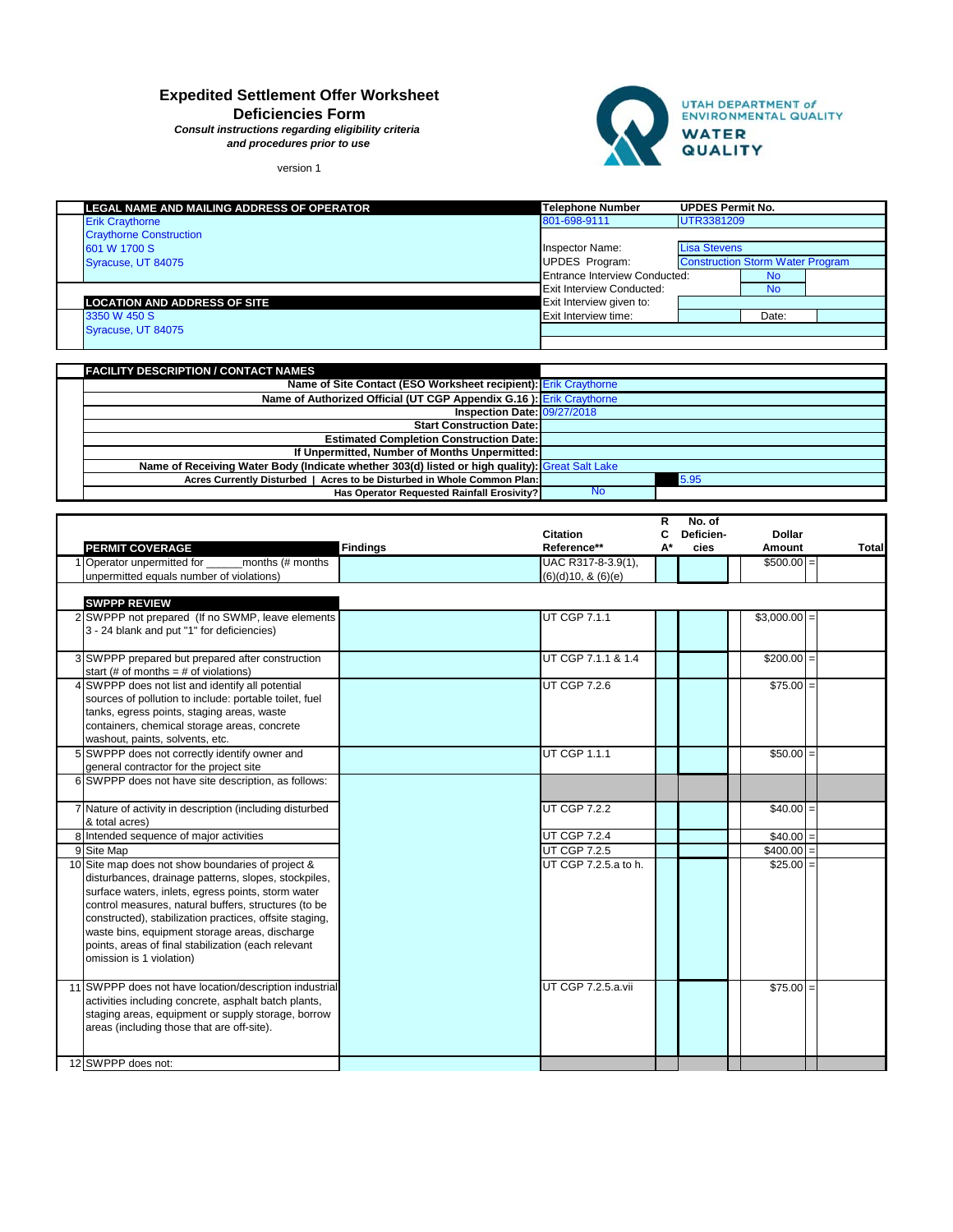# Expedited Settlement Offer Worksheet

## Deficiencies Form

*Consult instructions regarding eligibility criteria and procedures prior to use*

version 1

UTAH DEPARTMENT *of* ENVIRONMENTAL QUALITY
WATER QUALITY

| LEGAL NAME AND MAILING ADDRESS OF OPERATOR | Telephone Number | UPDES Permit No. |
|---|---|---|
| Erik Craythorne | 801-698-9111 | UTR3381209 |
| Craythorne Construction | | |
| 601 W 1700 S | Inspector Name: | Lisa Stevens |
| Syracuse, UT 84075 | UPDES Program: | Construction Storm Water Program |
| | Entrance Interview Conducted: | No |
| | Exit Interview Conducted: | No |
| **LOCATION AND ADDRESS OF SITE** | Exit Interview given to: | |
| 3350 W 450 S | Exit Interview time: | Date: |
| Syracuse, UT 84075 | | |

| FACILITY DESCRIPTION / CONTACT NAMES | | |
|---|---|---|
| **Name of Site Contact (ESO Worksheet recipient):** | Erik Craythorne | |
| **Name of Authorized Official (UT CGP Appendix G.16 ):** | Erik Craythorne | |
| **Inspection Date:** | 09/27/2018 | |
| **Start Construction Date:** | | |
| **Estimated Completion Construction Date:** | | |
| **If Unpermitted, Number of Months Unpermitted:** | | |
| **Name of Receiving Water Body (Indicate whether 303(d) listed or high quality):** | Great Salt Lake | |
| **Acres Currently Disturbed \| Acres to be Disturbed in Whole Common Plan:** | | 5.95 |
| **Has Operator Requested Rainfall Erosivity?** | No | |

| # | PERMIT COVERAGE | Findings | Citation Reference** | RCA* | No. of Deficiencies | Dollar Amount | | Total |
|---|---|---|---|---|---|---|---|---|
| 1 | Operator unpermitted for ______months (# months unpermitted equals number of violations) | | UAC R317-8-3.9(1), (6)(d)10, & (6)(e) | | | $500.00 | = | |
| | **SWPPP REVIEW** | | | | | | | |
| 2 | SWPPP not prepared (If no SWMP, leave elements 3 - 24 blank and put "1" for deficiencies) | | UT CGP 7.1.1 | | | $3,000.00 | = | |
| 3 | SWPPP prepared but prepared after construction start (# of months = # of violations) | | UT CGP 7.1.1 & 1.4 | | | $200.00 | = | |
| 4 | SWPPP does not list and identify all potential sources of pollution to include: portable toilet, fuel tanks, egress points, staging areas, waste containers, chemical storage areas, concrete washout, paints, solvents, etc. | | UT CGP 7.2.6 | | | $75.00 | = | |
| 5 | SWPPP does not correctly identify owner and general contractor for the project site | | UT CGP 1.1.1 | | | $50.00 | = | |
| 6 | SWPPP does not have site description, as follows: | | | | | | | |
| 7 | Nature of activity in description (including disturbed & total acres) | | UT CGP 7.2.2 | | | $40.00 | = | |
| 8 | Intended sequence of major activities | | UT CGP 7.2.4 | | | $40.00 | = | |
| 9 | Site Map | | UT CGP 7.2.5 | | | $400.00 | = | |
| 10 | Site map does not show boundaries of project & disturbances, drainage patterns, slopes, stockpiles, surface waters, inlets, egress points, storm water control measures, natural buffers, structures (to be constructed), stabilization practices, offsite staging, waste bins, equipment storage areas, discharge points, areas of final stabilization (each relevant omission is 1 violation) | | UT CGP 7.2.5.a to h. | | | $25.00 | = | |
| 11 | SWPPP does not have location/description industrial activities including concrete, asphalt batch plants, staging areas, equipment or supply storage, borrow areas (including those that are off-site). | | UT CGP 7.2.5.a.vii | | | $75.00 | = | |
| 12 | SWPPP does not: | | | | | | | |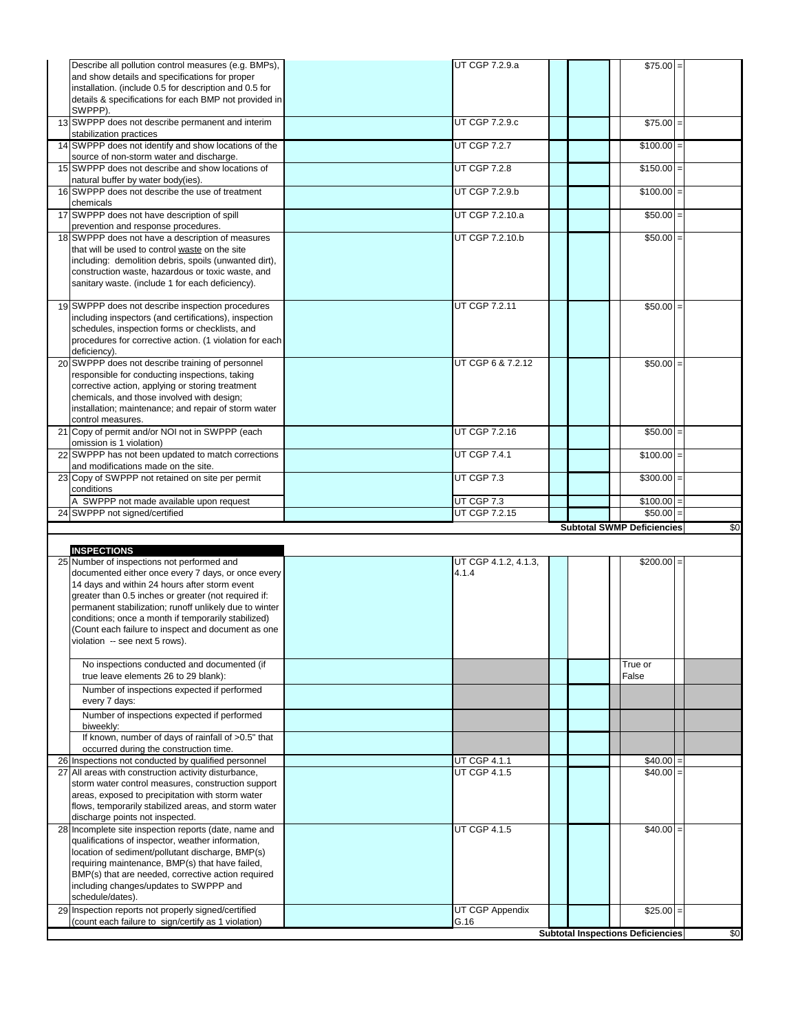| # | Deficiency | | Permit Citation | | | | Penalty | = | |
|---|---|---|---|---|---|---|---|---|---|
| | Describe all pollution control measures (e.g. BMPs), and show details and specifications for proper installation. (include 0.5 for description and 0.5 for details & specifications for each BMP not provided in SWPPP). | | UT CGP 7.2.9.a | | | | $75.00 | = | |
| 13 | SWPPP does not describe permanent and interim stabilization practices | | UT CGP 7.2.9.c | | | | $75.00 | = | |
| 14 | SWPPP does not identify and show locations of the source of non-storm water and discharge. | | UT CGP 7.2.7 | | | | $100.00 | = | |
| 15 | SWPPP does not describe and show locations of natural buffer by water body(ies). | | UT CGP 7.2.8 | | | | $150.00 | = | |
| 16 | SWPPP does not describe the use of treatment chemicals | | UT CGP 7.2.9.b | | | | $100.00 | = | |
| 17 | SWPPP does not have description of spill prevention and response procedures. | | UT CGP 7.2.10.a | | | | $50.00 | = | |
| 18 | SWPPP does not have a description of measures that will be used to control waste on the site including: demolition debris, spoils (unwanted dirt), construction waste, hazardous or toxic waste, and sanitary waste. (include 1 for each deficiency). | | UT CGP 7.2.10.b | | | | $50.00 | = | |
| 19 | SWPPP does not describe inspection procedures including inspectors (and certifications), inspection schedules, inspection forms or checklists, and procedures for corrective action. (1 violation for each deficiency). | | UT CGP 7.2.11 | | | | $50.00 | = | |
| 20 | SWPPP does not describe training of personnel responsible for conducting inspections, taking corrective action, applying or storing treatment chemicals, and those involved with design; installation; maintenance; and repair of storm water control measures. | | UT CGP 6 & 7.2.12 | | | | $50.00 | = | |
| 21 | Copy of permit and/or NOI not in SWPPP (each omission is 1 violation) | | UT CGP 7.2.16 | | | | $50.00 | = | |
| 22 | SWPPP has not been updated to match corrections and modifications made on the site. | | UT CGP 7.4.1 | | | | $100.00 | = | |
| 23 | Copy of SWPPP not retained on site per permit conditions | | UT CGP 7.3 | | | | $300.00 | = | |
| | A SWPPP not made available upon request | | UT CGP 7.3 | | | | $100.00 | = | |
| 24 | SWPPP not signed/certified | | UT CGP 7.2.15 | | | | $50.00 | = | |
| | | | | | | | **Subtotal SWMP Deficiencies** | | $0 |

| # | Deficiency | | Permit Citation | | | | Penalty | = | |
|---|---|---|---|---|---|---|---|---|---|
| | **INSPECTIONS** | | | | | | | | |
| 25 | Number of inspections not performed and documented either once every 7 days, or once every 14 days and within 24 hours after storm event greater than 0.5 inches or greater (not required if: permanent stabilization; runoff unlikely due to winter conditions; once a month if temporarily stabilized) (Count each failure to inspect and document as one violation -- see next 5 rows). | | UT CGP 4.1.2, 4.1.3, 4.1.4 | | | | $200.00 | = | |
| | No inspections conducted and documented (if true leave elements 26 to 29 blank): | | | | | | True or False | | |
| | Number of inspections expected if performed every 7 days: | | | | | | | | |
| | Number of inspections expected if performed biweekly: | | | | | | | | |
| | If known, number of days of rainfall of >0.5" that occurred during the construction time. | | | | | | | | |
| 26 | Inspections not conducted by qualified personnel | | UT CGP 4.1.1 | | | | $40.00 | = | |
| 27 | All areas with construction activity disturbance, storm water control measures, construction support areas, exposed to precipitation with storm water flows, temporarily stabilized areas, and storm water discharge points not inspected. | | UT CGP 4.1.5 | | | | $40.00 | = | |
| 28 | Incomplete site inspection reports (date, name and qualifications of inspector, weather information, location of sediment/pollutant discharge, BMP(s) requiring maintenance, BMP(s) that have failed, BMP(s) that are needed, corrective action required including changes/updates to SWPPP and schedule/dates). | | UT CGP 4.1.5 | | | | $40.00 | = | |
| 29 | Inspection reports not properly signed/certified (count each failure to sign/certify as 1 violation) | | UT CGP Appendix G.16 | | | | $25.00 | = | |
| | | | | | | | **Subtotal Inspections Deficiencies** | | $0 |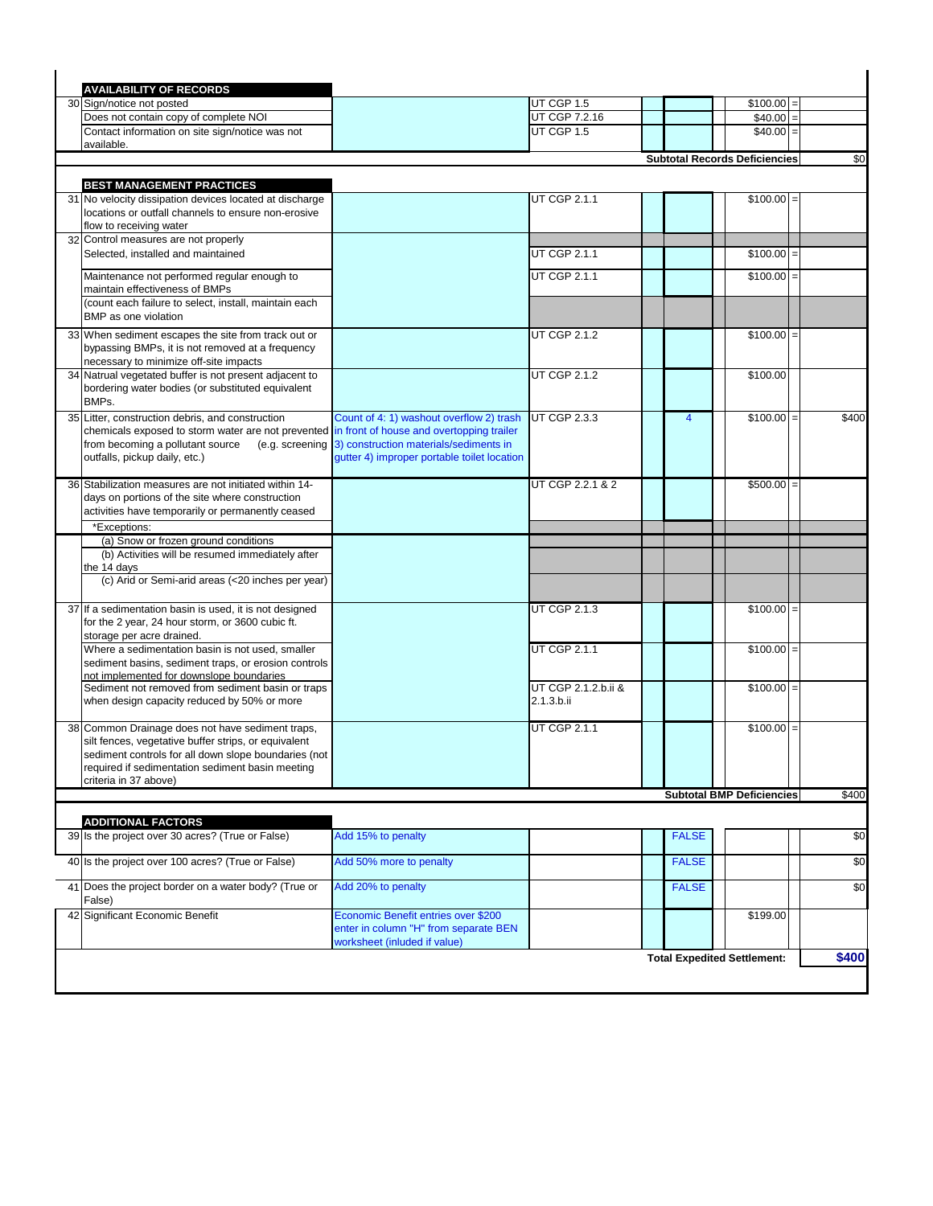| | | | | | | | | | |
|---|---|---|---|---|---|---|---|---|---|
| | **AVAILABILITY OF RECORDS** | | | | | | | | |
| 30 | Sign/notice not posted | | UT CGP 1.5 | | | | $100.00 | = | |
| | Does not contain copy of complete NOI | | UT CGP 7.2.16 | | | | $40.00 | = | |
| | Contact information on site sign/notice was not available. | | UT CGP 1.5 | | | | $40.00 | = | |
| | | | | | **Subtotal Records Deficiencies** | | | | $0 |
| | **BEST MANAGEMENT PRACTICES** | | | | | | | | |
| 31 | No velocity dissipation devices located at discharge locations or outfall channels to ensure non-erosive flow to receiving water | | UT CGP 2.1.1 | | | | $100.00 | = | |
| 32 | Control measures are not properly | | | | | | | | |
| | Selected, installed and maintained | | UT CGP 2.1.1 | | | | $100.00 | = | |
| | Maintenance not performed regular enough to maintain effectiveness of BMPs | | UT CGP 2.1.1 | | | | $100.00 | = | |
| | (count each failure to select, install, maintain each BMP as one violation | | | | | | | | |
| 33 | When sediment escapes the site from track out or bypassing BMPs, it is not removed at a frequency necessary to minimize off-site impacts | | UT CGP 2.1.2 | | | | $100.00 | = | |
| 34 | Natrual vegetated buffer is not present adjacent to bordering water bodies (or substituted equivalent BMPs. | | UT CGP 2.1.2 | | | | $100.00 | | |
| 35 | Litter, construction debris, and construction chemicals exposed to storm water are not prevented from becoming a pollutant source (e.g. screening outfalls, pickup daily, etc.) | Count of 4: 1) washout overflow 2) trash in front of house and overtopping trailer 3) construction materials/sediments in gutter 4) improper portable toilet location | UT CGP 2.3.3 | | 4 | | $100.00 | = | $400 |
| 36 | Stabilization measures are not initiated within 14-days on portions of the site where construction activities have temporarily or permanently ceased | | UT CGP 2.2.1 & 2 | | | | $500.00 | = | |
| | *Exceptions: | | | | | | | | |
| | (a) Snow or frozen ground conditions | | | | | | | | |
| | (b) Activities will be resumed immediately after the 14 days | | | | | | | | |
| | (c) Arid or Semi-arid areas (<20 inches per year) | | | | | | | | |
| 37 | If a sedimentation basin is used, it is not designed for the 2 year, 24 hour storm, or 3600 cubic ft. storage per acre drained. | | UT CGP 2.1.3 | | | | $100.00 | = | |
| | Where a sedimentation basin is not used, smaller sediment basins, sediment traps, or erosion controls not implemented for downslope boundaries | | UT CGP 2.1.1 | | | | $100.00 | = | |
| | Sediment not removed from sediment basin or traps when design capacity reduced by 50% or more | | UT CGP 2.1.2.b.ii & 2.1.3.b.ii | | | | $100.00 | = | |
| 38 | Common Drainage does not have sediment traps, silt fences, vegetative buffer strips, or equivalent sediment controls for all down slope boundaries (not required if sedimentation sediment basin meeting criteria in 37 above) | | UT CGP 2.1.1 | | | | $100.00 | = | |
| | | | | | **Subtotal BMP Deficiencies** | | | | $400 |
| | **ADDITIONAL FACTORS** | | | | | | | | |
| 39 | Is the project over 30 acres? (True or False) | Add 15% to penalty | | | FALSE | | | | $0 |
| 40 | Is the project over 100 acres? (True or False) | Add 50% more to penalty | | | FALSE | | | | $0 |
| 41 | Does the project border on a water body? (True or False) | Add 20% to penalty | | | FALSE | | | | $0 |
| 42 | Significant Economic Benefit | Economic Benefit entries over $200 enter in column "H" from separate BEN worksheet (inluded if value) | | | | | $199.00 | | |
| | | | | | **Total Expedited Settlement:** | | | | **$400** |